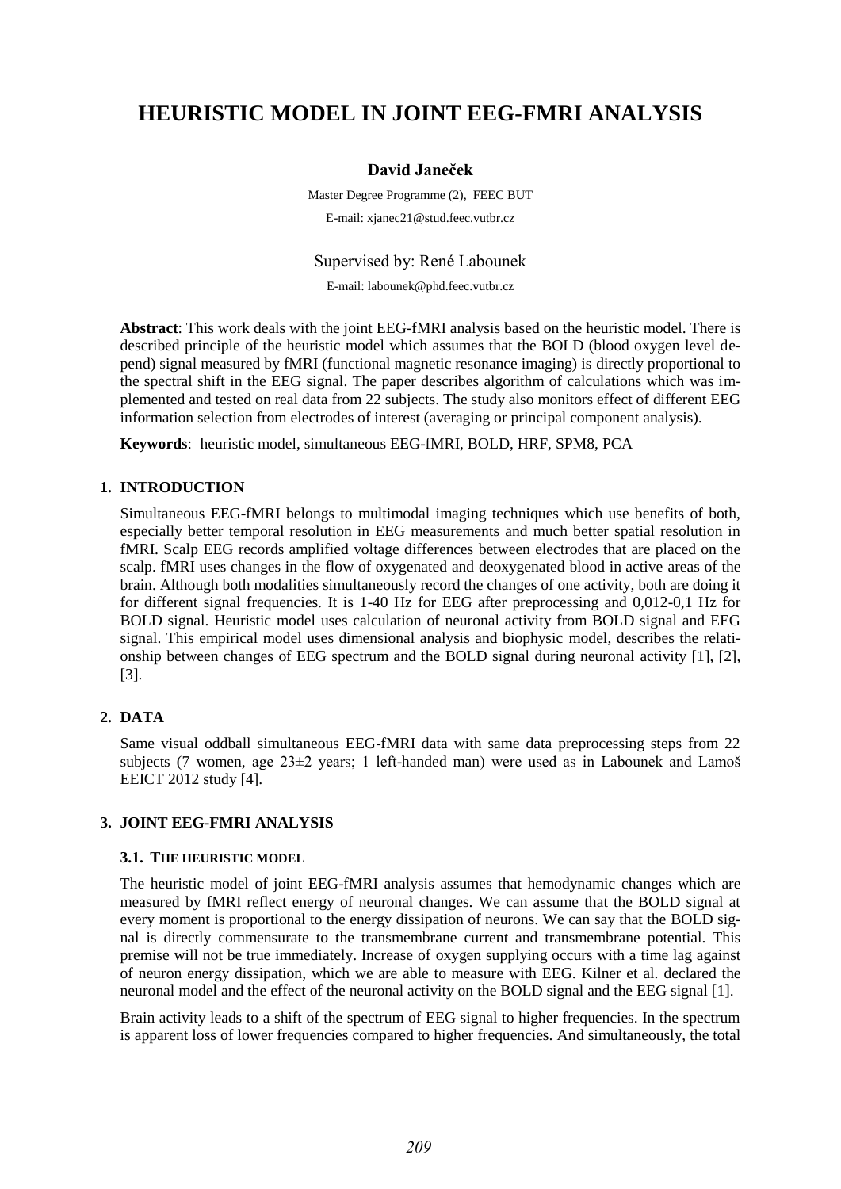# HEURISTIC MODEL IN JOINT EEG-FMRI ANALYSIS

**David Janeček**

Master Degree Programme (2), FEEC BUT

E-mail: xjanec21@stud.feec.vutbr.cz

Supervised by: René Labounek

E-mail: labounek@phd.feec.vutbr.cz

**Abstract**: This work deals with the joint EEG-fMRI analysis based on the heuristic model. There is described principle of the heuristic model which assumes that the BOLD (blood oxygen level depend) signal measured by fMRI (functional magnetic resonance imaging) is directly proportional to the spectral shift in the EEG signal. The paper describes algorithm of calculations which was implemented and tested on real data from 22 subjects. The study also monitors effect of different EEG information selection from electrodes of interest (averaging or principal component analysis).

**Keywords**: heuristic model, simultaneous EEG-fMRI, BOLD, HRF, SPM8, PCA

## 1. INTRODUCTION

Simultaneous EEG-fMRI belongs to multimodal imaging techniques which use benefits of both, especially better temporal resolution in EEG measurements and much better spatial resolution in fMRI. Scalp EEG records amplified voltage differences between electrodes that are placed on the scalp. fMRI uses changes in the flow of oxygenated and deoxygenated blood in active areas of the brain. Although both modalities simultaneously record the changes of one activity, both are doing it for different signal frequencies. It is 1-40 Hz for EEG after preprocessing and 0,012-0,1 Hz for BOLD signal. Heuristic model uses calculation of neuronal activity from BOLD signal and EEG signal. This empirical model uses dimensional analysis and biophysic model, describes the relationship between changes of EEG spectrum and the BOLD signal during neuronal activity [1], [2], [3].

## 2. DATA

Same visual oddball simultaneous EEG-fMRI data with same data preprocessing steps from 22 subjects (7 women, age 23±2 years; 1 left-handed man) were used as in Labounek and Lamoš EEICT 2012 study [4].

## 3. JOINT EEG-FMRI ANALYSIS

### 3.1. THE HEURISTIC MODEL

The heuristic model of joint EEG-fMRI analysis assumes that hemodynamic changes which are measured by fMRI reflect energy of neuronal changes. We can assume that the BOLD signal at every moment is proportional to the energy dissipation of neurons. We can say that the BOLD signal is directly commensurate to the transmembrane current and transmembrane potential. This premise will not be true immediately. Increase of oxygen supplying occurs with a time lag against of neuron energy dissipation, which we are able to measure with EEG. Kilner et al. declared the neuronal model and the effect of the neuronal activity on the BOLD signal and the EEG signal [1].

Brain activity leads to a shift of the spectrum of EEG signal to higher frequencies. In the spectrum is apparent loss of lower frequencies compared to higher frequencies. And simultaneously, the total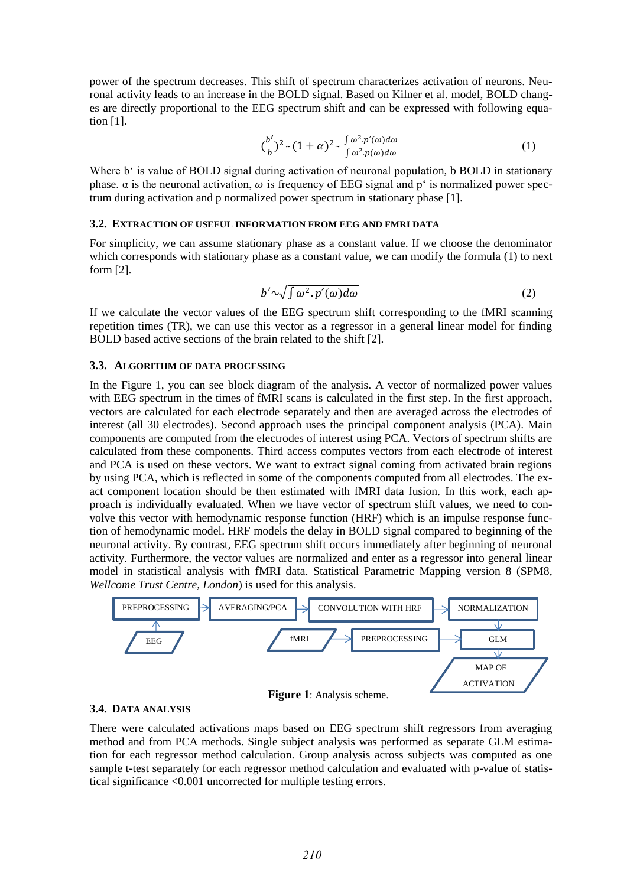power of the spectrum decreases. This shift of spectrum characterizes activation of neurons. Neuronal activity leads to an increase in the BOLD signal. Based on Kilner et al. model, BOLD changes are directly proportional to the EEG spectrum shift and can be expressed with following equation [1].

$$\left(\frac{b'}{b}\right)^2 \sim (1+\alpha)^2 \sim \frac{\int \omega^2 . p'(\omega) d\omega}{\int \omega^2 . p(\omega) d\omega} \tag{1}$$

Where b' is value of BOLD signal during activation of neuronal population, b BOLD in stationary phase. α is the neuronal activation, $\omega$ is frequency of EEG signal and p' is normalized power spectrum during activation and p normalized power spectrum in stationary phase [1].

### 3.2. Extraction of useful information from EEG and fMRI data

For simplicity, we can assume stationary phase as a constant value. If we choose the denominator which corresponds with stationary phase as a constant value, we can modify the formula (1) to next form [2].

$$b' \sim \sqrt{\int \omega^2 . p'(\omega) d\omega} \tag{2}$$

If we calculate the vector values of the EEG spectrum shift corresponding to the fMRI scanning repetition times (TR), we can use this vector as a regressor in a general linear model for finding BOLD based active sections of the brain related to the shift [2].

### 3.3. Algorithm of data processing

In the Figure 1, you can see block diagram of the analysis. A vector of normalized power values with EEG spectrum in the times of fMRI scans is calculated in the first step. In the first approach, vectors are calculated for each electrode separately and then are averaged across the electrodes of interest (all 30 electrodes). Second approach uses the principal component analysis (PCA). Main components are computed from the electrodes of interest using PCA. Vectors of spectrum shifts are calculated from these components. Third access computes vectors from each electrode of interest and PCA is used on these vectors. We want to extract signal coming from activated brain regions by using PCA, which is reflected in some of the components computed from all electrodes. The exact component location should be then estimated with fMRI data fusion. In this work, each approach is individually evaluated. When we have vector of spectrum shift values, we need to convolve this vector with hemodynamic response function (HRF) which is an impulse response function of hemodynamic model. HRF models the delay in BOLD signal compared to beginning of the neuronal activity. By contrast, EEG spectrum shift occurs immediately after beginning of neuronal activity. Furthermore, the vector values are normalized and enter as a regressor into general linear model in statistical analysis with fMRI data. Statistical Parametric Mapping version 8 (SPM8, *Wellcome Trust Centre, London*) is used for this analysis.

EEG → PREPROCESSING → AVERAGING/PCA → CONVOLUTION WITH HRF → NORMALIZATION → GLM

fMRI → PREPROCESSING → GLM → MAP OF ACTIVATION

**Figure 1**: Analysis scheme.

### 3.4. Data analysis

There were calculated activations maps based on EEG spectrum shift regressors from averaging method and from PCA methods. Single subject analysis was performed as separate GLM estimation for each regressor method calculation. Group analysis across subjects was computed as one sample t-test separately for each regressor method calculation and evaluated with p-value of statistical significance <0.001 uncorrected for multiple testing errors.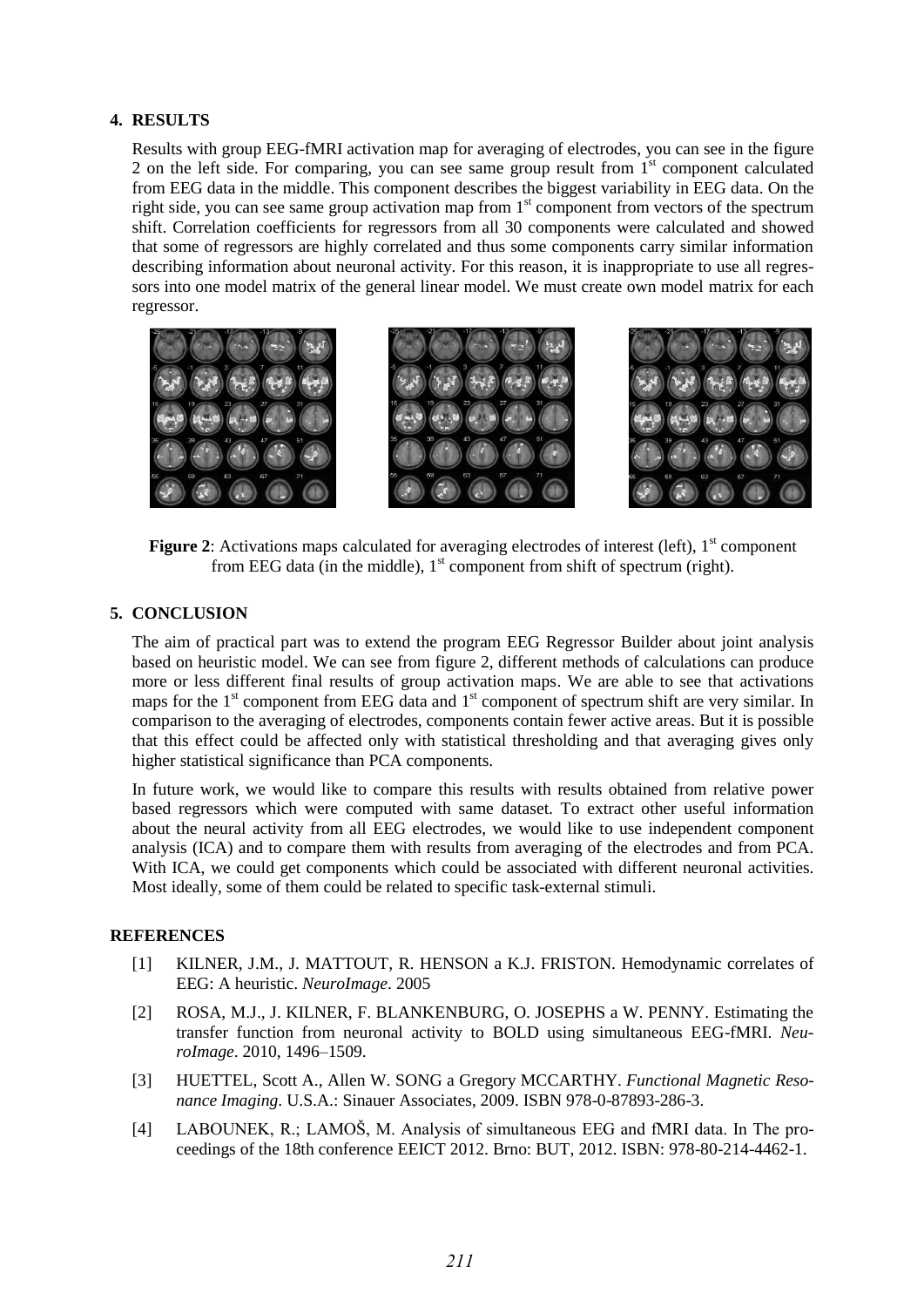## 4. RESULTS

Results with group EEG-fMRI activation map for averaging of electrodes, you can see in the figure 2 on the left side. For comparing, you can see same group result from 1st component calculated from EEG data in the middle. This component describes the biggest variability in EEG data. On the right side, you can see same group activation map from 1st component from vectors of the spectrum shift. Correlation coefficients for regressors from all 30 components were calculated and showed that some of regressors are highly correlated and thus some components carry similar information describing information about neuronal activity. For this reason, it is inappropriate to use all regressors into one model matrix of the general linear model. We must create own model matrix for each regressor.

**Figure 2**: Activations maps calculated for averaging electrodes of interest (left), 1st component from EEG data (in the middle), 1st component from shift of spectrum (right).

## 5. CONCLUSION

The aim of practical part was to extend the program EEG Regressor Builder about joint analysis based on heuristic model. We can see from figure 2, different methods of calculations can produce more or less different final results of group activation maps. We are able to see that activations maps for the 1st component from EEG data and 1st component of spectrum shift are very similar. In comparison to the averaging of electrodes, components contain fewer active areas. But it is possible that this effect could be affected only with statistical thresholding and that averaging gives only higher statistical significance than PCA components.

In future work, we would like to compare this results with results obtained from relative power based regressors which were computed with same dataset. To extract other useful information about the neural activity from all EEG electrodes, we would like to use independent component analysis (ICA) and to compare them with results from averaging of the electrodes and from PCA. With ICA, we could get components which could be associated with different neuronal activities. Most ideally, some of them could be related to specific task-external stimuli.

## REFERENCES

[1] KILNER, J.M., J. MATTOUT, R. HENSON a K.J. FRISTON. Hemodynamic correlates of EEG: A heuristic. *NeuroImage*. 2005

[2] ROSA, M.J., J. KILNER, F. BLANKENBURG, O. JOSEPHS a W. PENNY. Estimating the transfer function from neuronal activity to BOLD using simultaneous EEG-fMRI. *NeuroImage*. 2010, 1496–1509.

[3] HUETTEL, Scott A., Allen W. SONG a Gregory MCCARTHY. *Functional Magnetic Resonance Imaging*. U.S.A.: Sinauer Associates, 2009. ISBN 978-0-87893-286-3.

[4] LABOUNEK, R.; LAMOŠ, M. Analysis of simultaneous EEG and fMRI data. In The proceedings of the 18th conference EEICT 2012. Brno: BUT, 2012. ISBN: 978-80-214-4462-1.